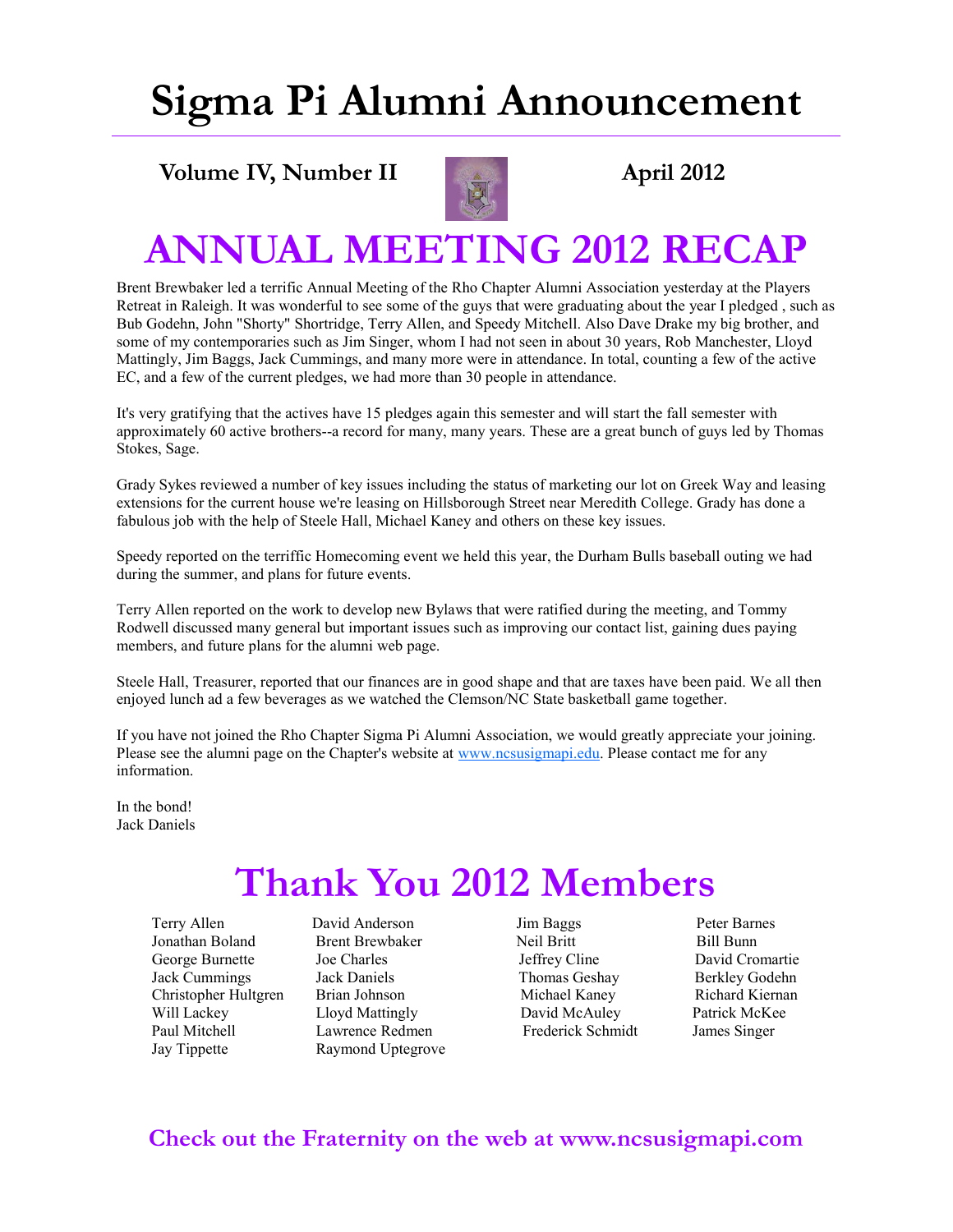# Sigma Pi Alumni Announcement

**Volume IV, Number II** **April 2012**

# ANNUAL MEETING 2012 RECAP

Brent Brewbaker led a terrific Annual Meeting of the Rho Chapter Alumni Association yesterday at the Players Retreat in Raleigh. It was wonderful to see some of the guys that were graduating about the year I pledged , such as Bub Godehn, John "Shorty" Shortridge, Terry Allen, and Speedy Mitchell. Also Dave Drake my big brother, and some of my contemporaries such as Jim Singer, whom I had not seen in about 30 years, Rob Manchester, Lloyd Mattingly, Jim Baggs, Jack Cummings, and many more were in attendance. In total, counting a few of the active EC, and a few of the current pledges, we had more than 30 people in attendance.

It's very gratifying that the actives have 15 pledges again this semester and will start the fall semester with approximately 60 active brothers--a record for many, many years. These are a great bunch of guys led by Thomas Stokes, Sage.

Grady Sykes reviewed a number of key issues including the status of marketing our lot on Greek Way and leasing extensions for the current house we're leasing on Hillsborough Street near Meredith College. Grady has done a fabulous job with the help of Steele Hall, Michael Kaney and others on these key issues.

Speedy reported on the terriffic Homecoming event we held this year, the Durham Bulls baseball outing we had during the summer, and plans for future events.

Terry Allen reported on the work to develop new Bylaws that were ratified during the meeting, and Tommy Rodwell discussed many general but important issues such as improving our contact list, gaining dues paying members, and future plans for the alumni web page.

Steele Hall, Treasurer, reported that our finances are in good shape and that are taxes have been paid. We all then enjoyed lunch ad a few beverages as we watched the Clemson/NC State basketball game together.

If you have not joined the Rho Chapter Sigma Pi Alumni Association, we would greatly appreciate your joining. Please see the alumni page on the Chapter's website at www.ncsusigmapi.edu. Please contact me for any information.

In the bond!
Jack Daniels

# Thank You 2012 Members

| | | | |
|---|---|---|---|
| Terry Allen | David Anderson | Jim Baggs | Peter Barnes |
| Jonathan Boland | Brent Brewbaker | Neil Britt | Bill Bunn |
| George Burnette | Joe Charles | Jeffrey Cline | David Cromartie |
| Jack Cummings | Jack Daniels | Thomas Geshay | Berkley Godehn |
| Christopher Hultgren | Brian Johnson | Michael Kaney | Richard Kiernan |
| Will Lackey | Lloyd Mattingly | David McAuley | Patrick McKee |
| Paul Mitchell | Lawrence Redmen | Frederick Schmidt | James Singer |
| Jay Tippette | Raymond Uptegrove | | |

## Check out the Fraternity on the web at www.ncsusigmapi.com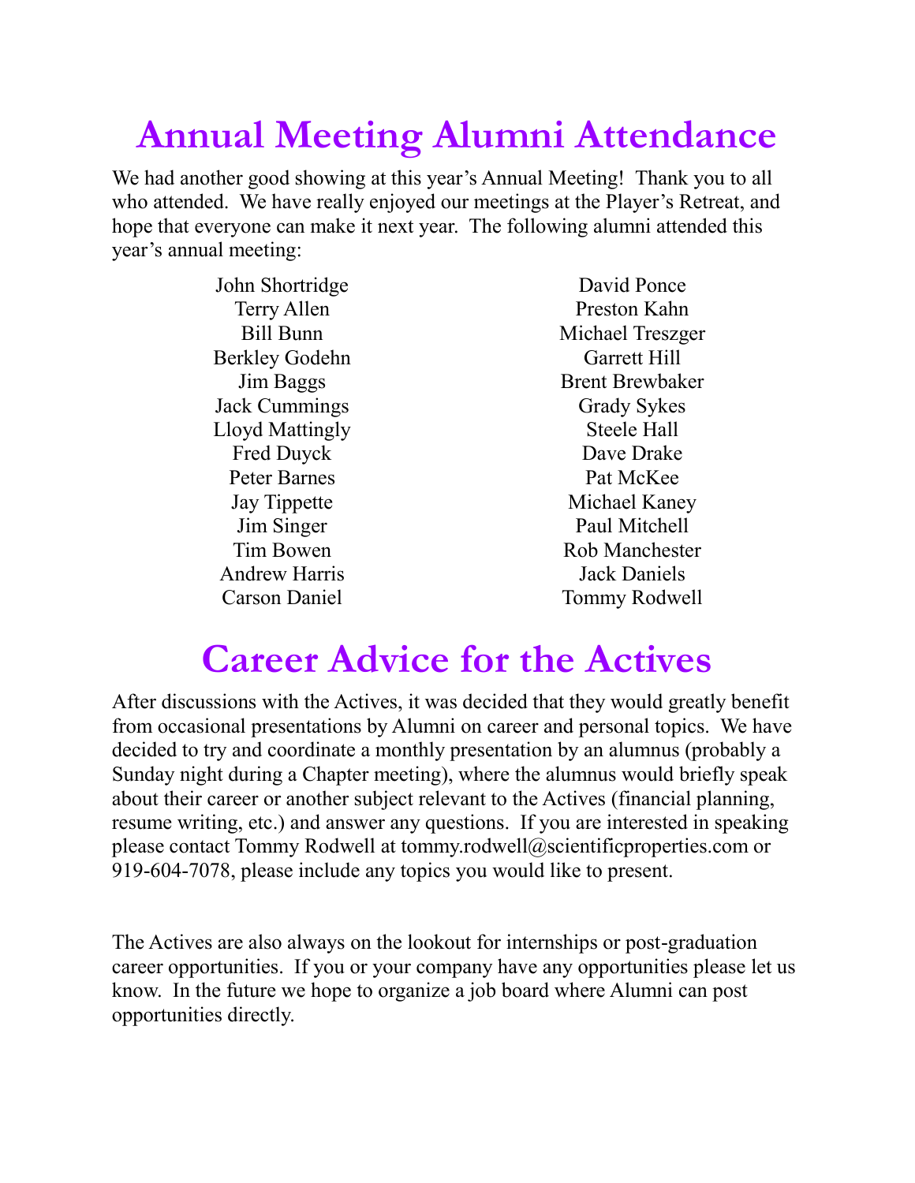# Annual Meeting Alumni Attendance

We had another good showing at this year's Annual Meeting! Thank you to all who attended. We have really enjoyed our meetings at the Player's Retreat, and hope that everyone can make it next year. The following alumni attended this year's annual meeting:

John Shortridge
Terry Allen
Bill Bunn
Berkley Godehn
Jim Baggs
Jack Cummings
Lloyd Mattingly
Fred Duyck
Peter Barnes
Jay Tippette
Jim Singer
Tim Bowen
Andrew Harris
Carson Daniel
David Ponce
Preston Kahn
Michael Treszger
Garrett Hill
Brent Brewbaker
Grady Sykes
Steele Hall
Dave Drake
Pat McKee
Michael Kaney
Paul Mitchell
Rob Manchester
Jack Daniels
Tommy Rodwell

# Career Advice for the Actives

After discussions with the Actives, it was decided that they would greatly benefit from occasional presentations by Alumni on career and personal topics. We have decided to try and coordinate a monthly presentation by an alumnus (probably a Sunday night during a Chapter meeting), where the alumnus would briefly speak about their career or another subject relevant to the Actives (financial planning, resume writing, etc.) and answer any questions. If you are interested in speaking please contact Tommy Rodwell at tommy.rodwell@scientificproperties.com or 919-604-7078, please include any topics you would like to present.

The Actives are also always on the lookout for internships or post-graduation career opportunities. If you or your company have any opportunities please let us know. In the future we hope to organize a job board where Alumni can post opportunities directly.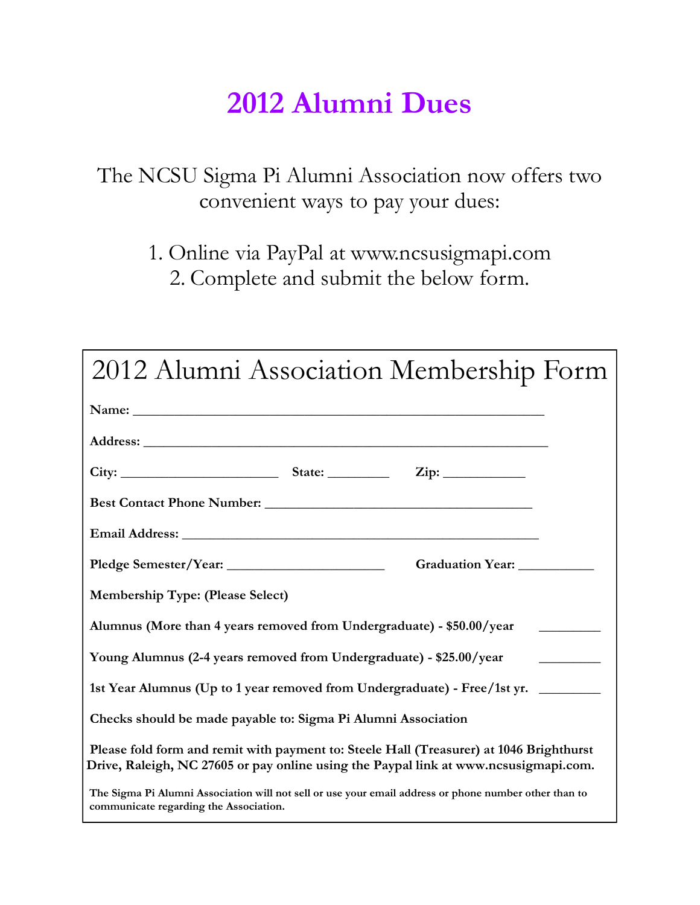# 2012 Alumni Dues

The NCSU Sigma Pi Alumni Association now offers two convenient ways to pay your dues:

1. Online via PayPal at www.ncsusigmapi.com
2. Complete and submit the below form.

## 2012 Alumni Association Membership Form

**Name:** ________________________________________________________

**Address:** ______________________________________________________

**City:** ______________________ **State:** _________ **Zip:** ____________

**Best Contact Phone Number:** _____________________________________

**Email Address:** __________________________________________________

**Pledge Semester/Year:** ______________________ **Graduation Year:** ___________

**Membership Type: (Please Select)**

**Alumnus (More than 4 years removed from Undergraduate) - $50.00/year** _________

**Young Alumnus (2-4 years removed from Undergraduate) - $25.00/year** _________

**1st Year Alumnus (Up to 1 year removed from Undergraduate) - Free/1st yr.** _________

**Checks should be made payable to: Sigma Pi Alumni Association**

**Please fold form and remit with payment to: Steele Hall (Treasurer) at 1046 Brighthurst Drive, Raleigh, NC 27605 or pay online using the Paypal link at www.ncsusigmapi.com.**

**The Sigma Pi Alumni Association will not sell or use your email address or phone number other than to communicate regarding the Association.**